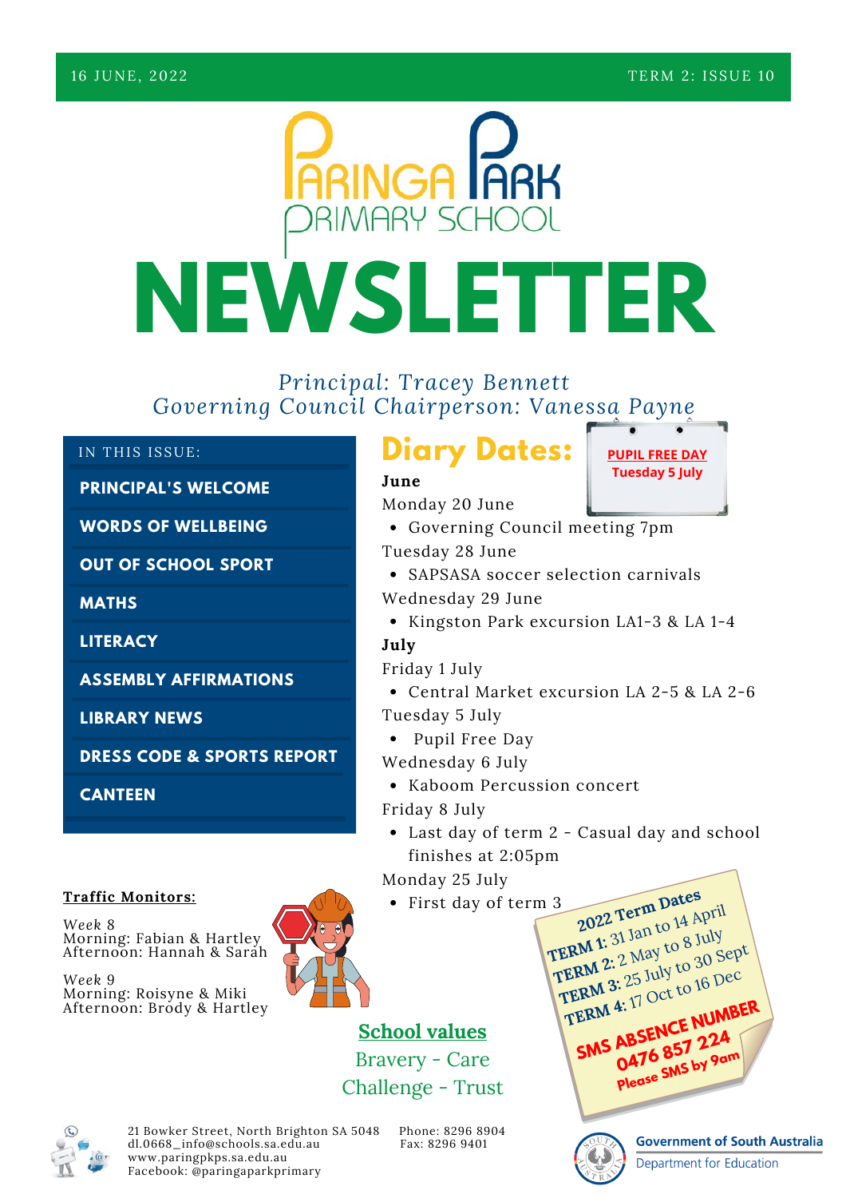16 JUNE, 2022 TERM 2: ISSUE 10

# Paringa Park Primary School

# NEWSLETTER

*Principal: Tracey Bennett*
*Governing Council Chairperson: Vanessa Payne*

**IN THIS ISSUE:**

- PRINCIPAL'S WELCOME
- WORDS OF WELLBEING
- OUT OF SCHOOL SPORT
- MATHS
- LITERACY
- ASSEMBLY AFFIRMATIONS
- LIBRARY NEWS
- DRESS CODE & SPORTS REPORT
- CANTEEN

## Diary Dates:

**PUPIL FREE DAY**
**Tuesday 5 July**

**June**

Monday 20 June
- Governing Council meeting 7pm

Tuesday 28 June
- SAPSASA soccer selection carnivals

Wednesday 29 June
- Kingston Park excursion LA1-3 & LA 1-4

**July**

Friday 1 July
- Central Market excursion LA 2-5 & LA 2-6

Tuesday 5 July
- Pupil Free Day

Wednesday 6 July
- Kaboom Percussion concert

Friday 8 July
- Last day of term 2 - Casual day and school finishes at 2:05pm

Monday 25 July
- First day of term 3

**Traffic Monitors:**

Week 8
Morning: Fabian & Hartley
Afternoon: Hannah & Sarah

Week 9
Morning: Roisyne & Miki
Afternoon: Brody & Hartley

**School values**
Bravery - Care
Challenge - Trust

**2022 Term Dates**
**TERM 1:** 31 Jan to 14 April
**TERM 2:** 2 May to 8 July
**TERM 3:** 25 July to 30 Sept
**TERM 4:** 17 Oct to 16 Dec

**SMS ABSENCE NUMBER**
**0476 857 224**
**Please SMS by 9am**

21 Bowker Street, North Brighton SA 5048
dl.0668_info@schools.sa.edu.au
www.paringpkps.sa.edu.au
Facebook: @paringaparkprimary

Phone: 8296 8904
Fax: 8296 9401

Government of South Australia
Department for Education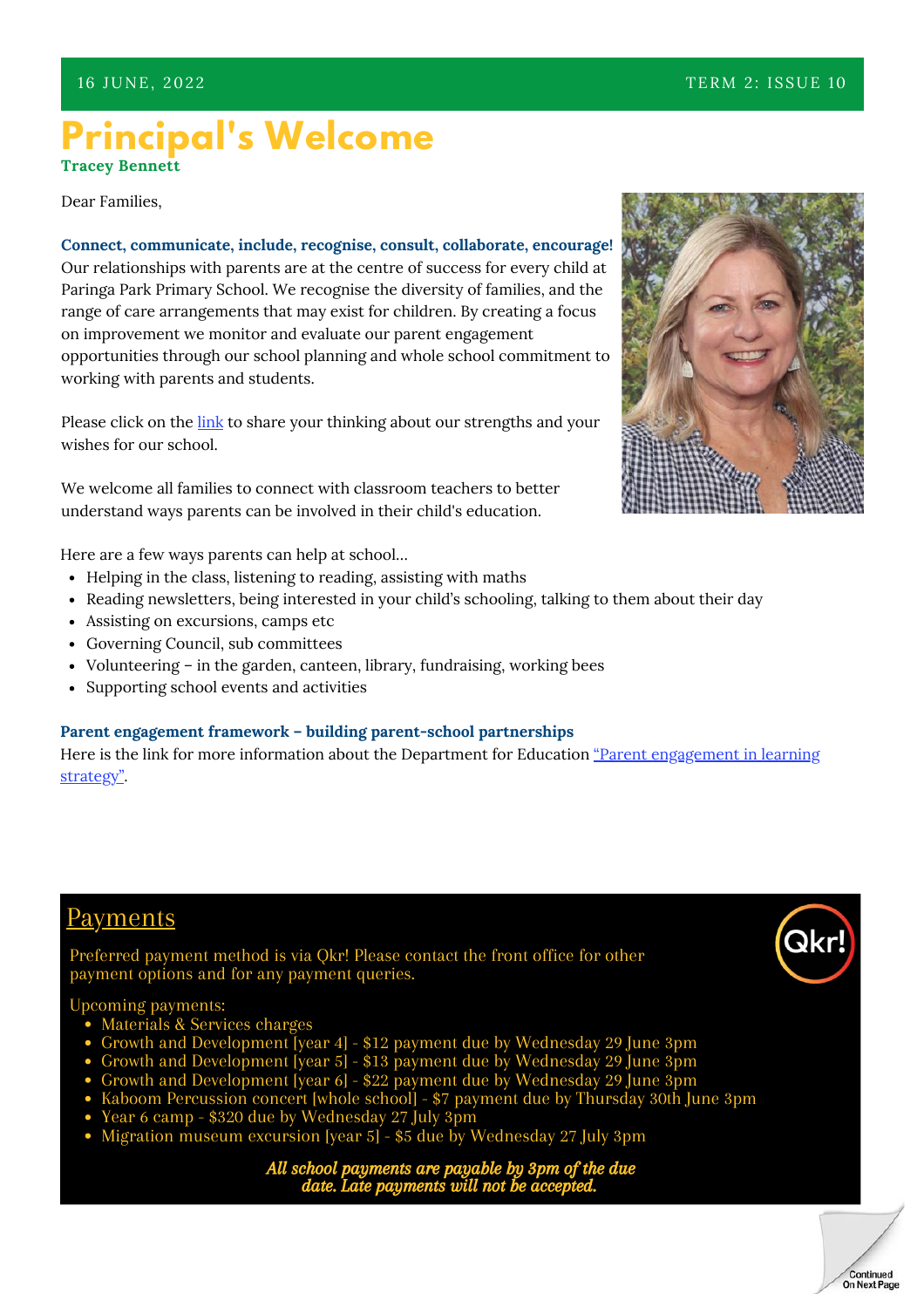16 JUNE, 2022 TERM 2: ISSUE 10

# Principal's Welcome

**Tracey Bennett**

Dear Families,

**Connect, communicate, include, recognise, consult, collaborate, encourage!**
Our relationships with parents are at the centre of success for every child at Paringa Park Primary School. We recognise the diversity of families, and the range of care arrangements that may exist for children. By creating a focus on improvement we monitor and evaluate our parent engagement opportunities through our school planning and whole school commitment to working with parents and students.

Please click on the link to share your thinking about our strengths and your wishes for our school.

We welcome all families to connect with classroom teachers to better understand ways parents can be involved in their child's education.

Here are a few ways parents can help at school...

- Helping in the class, listening to reading, assisting with maths
- Reading newsletters, being interested in your child's schooling, talking to them about their day
- Assisting on excursions, camps etc
- Governing Council, sub committees
- Volunteering – in the garden, canteen, library, fundraising, working bees
- Supporting school events and activities

**Parent engagement framework – building parent-school partnerships**
Here is the link for more information about the Department for Education "Parent engagement in learning strategy".

## Payments

Preferred payment method is via Qkr! Please contact the front office for other payment options and for any payment queries.

Upcoming payments:

- Materials & Services charges
- Growth and Development [year 4] - $12 payment due by Wednesday 29 June 3pm
- Growth and Development [year 5] - $13 payment due by Wednesday 29 June 3pm
- Growth and Development [year 6] - $22 payment due by Wednesday 29 June 3pm
- Kaboom Percussion concert [whole school] - $7 payment due by Thursday 30th June 3pm
- Year 6 camp - $320 due by Wednesday 27 July 3pm
- Migration museum excursion [year 5] - $5 due by Wednesday 27 July 3pm

***All school payments are payable by 3pm of the due date. Late payments will not be accepted.***

Continued On Next Page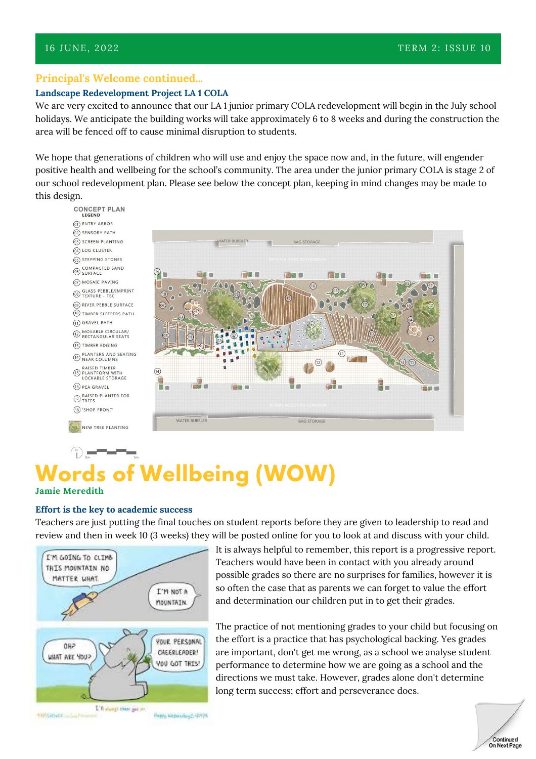## Principal's Welcome continued...

### Landscape Redevelopment Project LA 1 COLA

We are very excited to announce that our LA 1 junior primary COLA redevelopment will begin in the July school holidays. We anticipate the building works will take approximately 6 to 8 weeks and during the construction the area will be fenced off to cause minimal disruption to students.

We hope that generations of children who will use and enjoy the space now and, in the future, will engender positive health and wellbeing for the school's community. The area under the junior primary COLA is stage 2 of our school redevelopment plan. Please see below the concept plan, keeping in mind changes may be made to this design.

**CONCEPT PLAN**

**LEGEND**

- 01 ENTRY ARBOR
- 02 SENSORY PATH
- 03 SCREEN PLANTING
- 04 LOG CLUSTER
- 05 STEPPING STONES
- 06 COMPACTED SAND SURFACE
- 07 MOSAIC PAVING
- 08 GLASS PEBBLE/IMPRINT TEXTURE - TBC
- 09 RIVER PEBBLE SURFACE
- 10 TIMBER SLEEPERS PATH
- 11 GRAVEL PATH
- 12 MOVABLE CIRCULAR/ RECTANGULAR SEATS
- 13 TIMBER EDGING
- 14 PLANTERS AND SEATING NEAR COLUMNS
- 15 RAISED TIMBER PLANTFORM WITH LOCKABLE STORAGE
- 16 PEA GRAVEL
- 17 RAISED PLANTER FOR TREES
- 18 'SHOP FRONT'
- NEW TREE PLANTING

# Words of Wellbeing (WOW)

**Jamie Meredith**

### Effort is the key to academic success

Teachers are just putting the final touches on student reports before they are given to leadership to read and review and then in week 10 (3 weeks) they will be posted online for you to look at and discuss with your child.

It is always helpful to remember, this report is a progressive report. Teachers would have been in contact with you already around possible grades so there are no surprises for families, however it is so often the case that as parents we can forget to value the effort and determination our children put in to get their grades.

The practice of not mentioning grades to your child but focusing on the effort is a practice that has psychological backing. Yes grades are important, don't get me wrong, as a school we analyse student performance to determine how we are going as a school and the directions we must take. However, grades alone don't determine long term success; effort and perseverance does.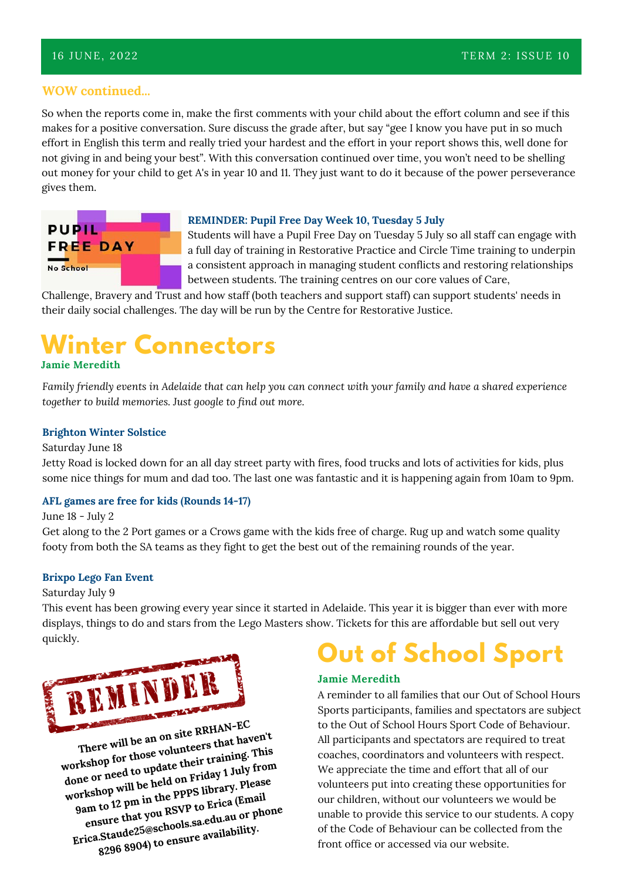### WOW continued...

So when the reports come in, make the first comments with your child about the effort column and see if this makes for a positive conversation. Sure discuss the grade after, but say "gee I know you have put in so much effort in English this term and really tried your hardest and the effort in your report shows this, well done for not giving in and being your best". With this conversation continued over time, you won't need to be shelling out money for your child to get A's in year 10 and 11. They just want to do it because of the power perseverance gives them.

PUPIL FREE DAY

No School

**REMINDER: Pupil Free Day Week 10, Tuesday 5 July**

Students will have a Pupil Free Day on Tuesday 5 July so all staff can engage with a full day of training in Restorative Practice and Circle Time training to underpin a consistent approach in managing student conflicts and restoring relationships between students. The training centres on our core values of Care, Challenge, Bravery and Trust and how staff (both teachers and support staff) can support students' needs in their daily social challenges. The day will be run by the Centre for Restorative Justice.

# Winter Connectors

**Jamie Meredith**

*Family friendly events in Adelaide that can help you can connect with your family and have a shared experience together to build memories. Just google to find out more.*

**Brighton Winter Solstice**

Saturday June 18

Jetty Road is locked down for an all day street party with fires, food trucks and lots of activities for kids, plus some nice things for mum and dad too. The last one was fantastic and it is happening again from 10am to 9pm.

**AFL games are free for kids (Rounds 14-17)**

June 18 - July 2

Get along to the 2 Port games or a Crows game with the kids free of charge. Rug up and watch some quality footy from both the SA teams as they fight to get the best out of the remaining rounds of the year.

**Brixpo Lego Fan Event**

Saturday July 9

This event has been growing every year since it started in Adelaide. This year it is bigger than ever with more displays, things to do and stars from the Lego Masters show. Tickets for this are affordable but sell out very quickly.

**REMINDER**

**There will be an on site RRHAN-EC workshop for those volunteers that haven't done or need to update their training. This workshop will be held on Friday 1 July from 9am to 12 pm in the PPPS library. Please ensure that you RSVP to Erica (Email Erica.Staude25@schools.sa.edu.au or phone 8296 8904) to ensure availability.**

# Out of School Sport

**Jamie Meredith**

A reminder to all families that our Out of School Hours Sports participants, families and spectators are subject to the Out of School Hours Sport Code of Behaviour. All participants and spectators are required to treat coaches, coordinators and volunteers with respect. We appreciate the time and effort that all of our volunteers put into creating these opportunities for our children, without our volunteers we would be unable to provide this service to our students. A copy of the Code of Behaviour can be collected from the front office or accessed via our website.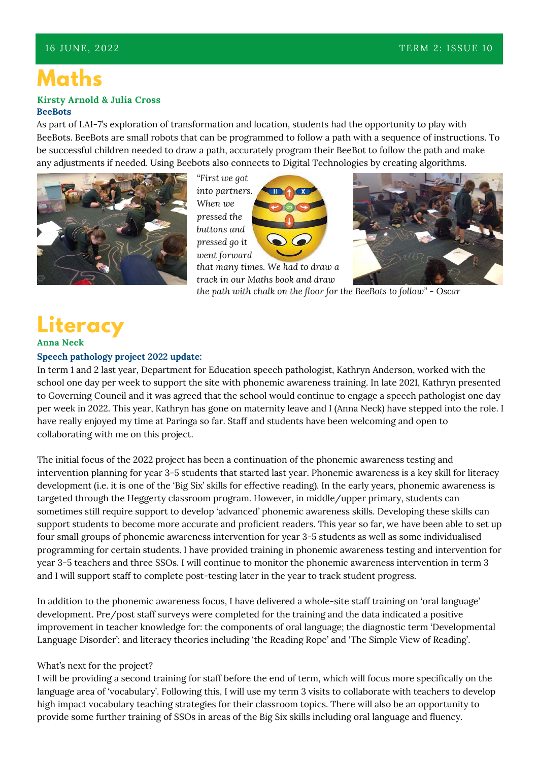# Maths

**Kirsty Arnold & Julia Cross**

**BeeBots**

As part of LA1-7's exploration of transformation and location, students had the opportunity to play with BeeBots. BeeBots are small robots that can be programmed to follow a path with a sequence of instructions. To be successful children needed to draw a path, accurately program their BeeBot to follow the path and make any adjustments if needed. Using Beebots also connects to Digital Technologies by creating algorithms.

*"First we got into partners. When we pressed the buttons and pressed go it went forward that many times. We had to draw a track in our Maths book and draw the path with chalk on the floor for the BeeBots to follow" - Oscar*

# Literacy

**Anna Neck**

**Speech pathology project 2022 update:**

In term 1 and 2 last year, Department for Education speech pathologist, Kathryn Anderson, worked with the school one day per week to support the site with phonemic awareness training. In late 2021, Kathryn presented to Governing Council and it was agreed that the school would continue to engage a speech pathologist one day per week in 2022. This year, Kathryn has gone on maternity leave and I (Anna Neck) have stepped into the role. I have really enjoyed my time at Paringa so far. Staff and students have been welcoming and open to collaborating with me on this project.

The initial focus of the 2022 project has been a continuation of the phonemic awareness testing and intervention planning for year 3-5 students that started last year. Phonemic awareness is a key skill for literacy development (i.e. it is one of the 'Big Six' skills for effective reading). In the early years, phonemic awareness is targeted through the Heggerty classroom program. However, in middle/upper primary, students can sometimes still require support to develop 'advanced' phonemic awareness skills. Developing these skills can support students to become more accurate and proficient readers. This year so far, we have been able to set up four small groups of phonemic awareness intervention for year 3-5 students as well as some individualised programming for certain students. I have provided training in phonemic awareness testing and intervention for year 3-5 teachers and three SSOs. I will continue to monitor the phonemic awareness intervention in term 3 and I will support staff to complete post-testing later in the year to track student progress.

In addition to the phonemic awareness focus, I have delivered a whole-site staff training on 'oral language' development. Pre/post staff surveys were completed for the training and the data indicated a positive improvement in teacher knowledge for: the components of oral language; the diagnostic term 'Developmental Language Disorder'; and literacy theories including 'the Reading Rope' and 'The Simple View of Reading'.

What's next for the project?

I will be providing a second training for staff before the end of term, which will focus more specifically on the language area of 'vocabulary'. Following this, I will use my term 3 visits to collaborate with teachers to develop high impact vocabulary teaching strategies for their classroom topics. There will also be an opportunity to provide some further training of SSOs in areas of the Big Six skills including oral language and fluency.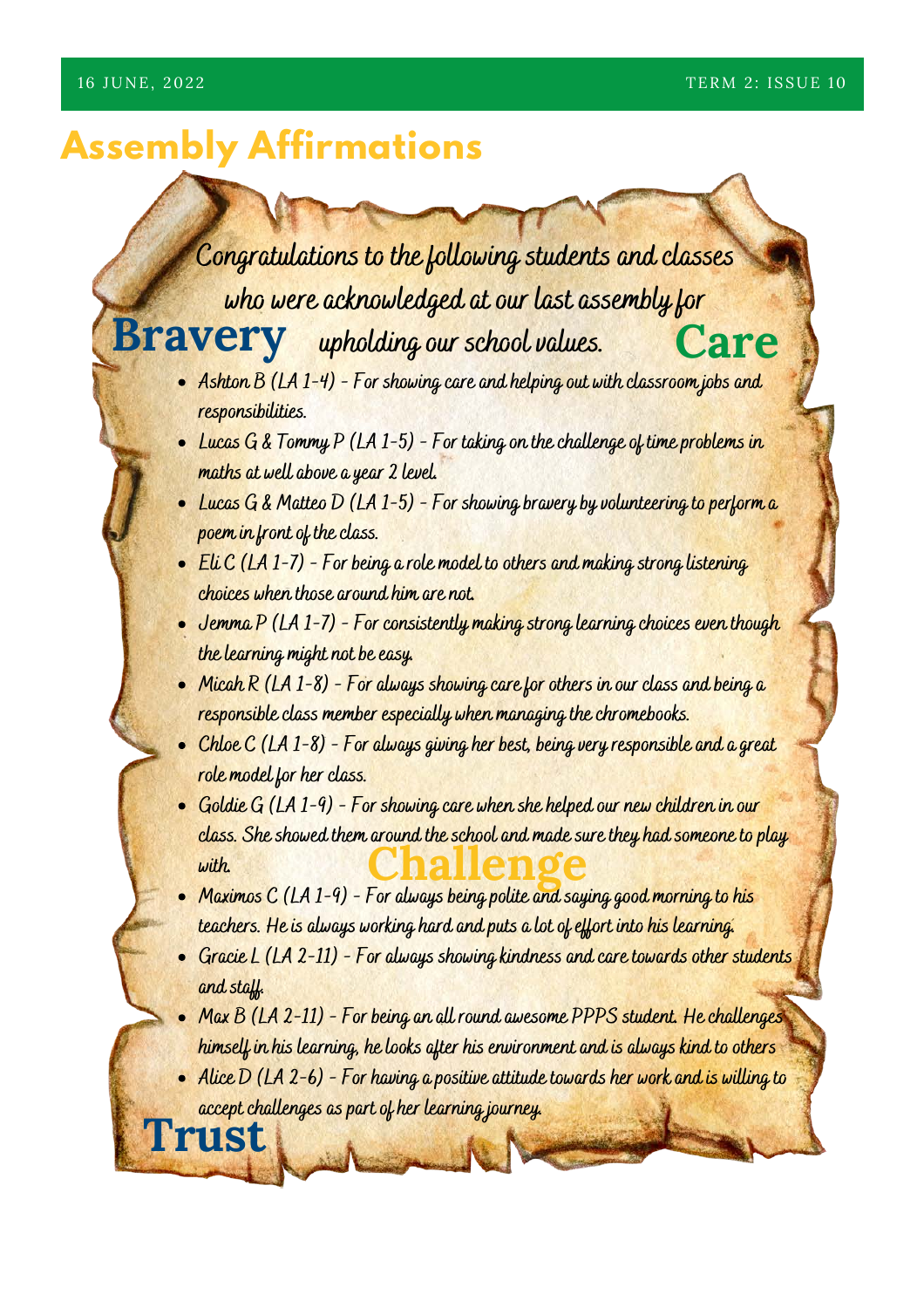## Assembly Affirmations

Congratulations to the following students and classes who were acknowledged at our last assembly for upholding our school values.

**Bravery** **Care** **Challenge** **Trust**

- Ashton B (LA 1-4) - For showing care and helping out with classroom jobs and responsibilities.
- Lucas G & Tommy P (LA 1-5) - For taking on the challenge of time problems in maths at well above a year 2 level.
- Lucas G & Matteo D (LA 1-5) - For showing bravery by volunteering to perform a poem in front of the class.
- Eli C (LA 1-7) - For being a role model to others and making strong listening choices when those around him are not.
- Jemma P (LA 1-7) - For consistently making strong learning choices even though the learning might not be easy.
- Micah R (LA 1-8) - For always showing care for others in our class and being a responsible class member especially when managing the chromebooks.
- Chloe C (LA 1-8) - For always giving her best, being very responsible and a great role model for her class.
- Goldie G (LA 1-9) - For showing care when she helped our new children in our class. She showed them around the school and made sure they had someone to play with.
- Maximos C (LA 1-9) - For always being polite and saying good morning to his teachers. He is always working hard and puts a lot of effort into his learning.
- Gracie L (LA 2-11) - For always showing kindness and care towards other students and staff.
- Max B (LA 2-11) - For being an all round awesome PPPS student. He challenges himself in his learning, he looks after his environment and is always kind to others
- Alice D (LA 2-6) - For having a positive attitude towards her work and is willing to accept challenges as part of her learning journey.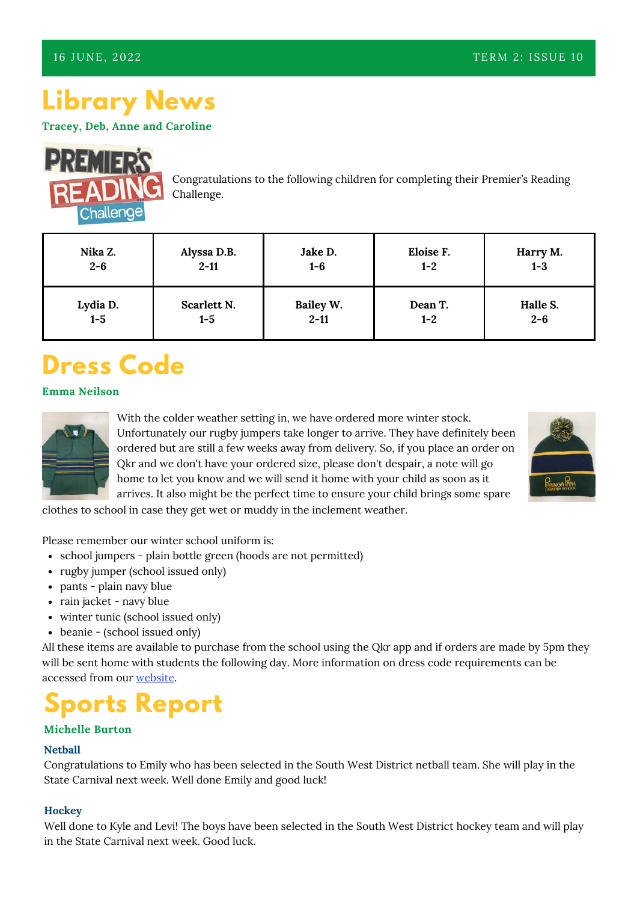# Library News

**Tracey, Deb, Anne and Caroline**

Congratulations to the following children for completing their Premier's Reading Challenge.

| | | | | |
|---|---|---|---|---|
| **Nika Z.**<br>**2-6** | **Alyssa D.B.**<br>**2-11** | **Jake D.**<br>**1-6** | **Eloise F.**<br>**1-2** | **Harry M.**<br>**1-3** |
| **Lydia D.**<br>**1-5** | **Scarlett N.**<br>**1-5** | **Bailey W.**<br>**2-11** | **Dean T.**<br>**1-2** | **Halle S.**<br>**2-6** |

# Dress Code

**Emma Neilson**

With the colder weather setting in, we have ordered more winter stock. Unfortunately our rugby jumpers take longer to arrive. They have definitely been ordered but are still a few weeks away from delivery. So, if you place an order on Qkr and we don't have your ordered size, please don't despair, a note will go home to let you know and we will send it home with your child as soon as it arrives. It also might be the perfect time to ensure your child brings some spare clothes to school in case they get wet or muddy in the inclement weather.

Please remember our winter school uniform is:

- school jumpers - plain bottle green (hoods are not permitted)
- rugby jumper (school issued only)
- pants - plain navy blue
- rain jacket - navy blue
- winter tunic (school issued only)
- beanie - (school issued only)

All these items are available to purchase from the school using the Qkr app and if orders are made by 5pm they will be sent home with students the following day. More information on dress code requirements can be accessed from our website.

# Sports Report

**Michelle Burton**

### Netball

Congratulations to Emily who has been selected in the South West District netball team. She will play in the State Carnival next week. Well done Emily and good luck!

### Hockey

Well done to Kyle and Levi! The boys have been selected in the South West District hockey team and will play in the State Carnival next week. Good luck.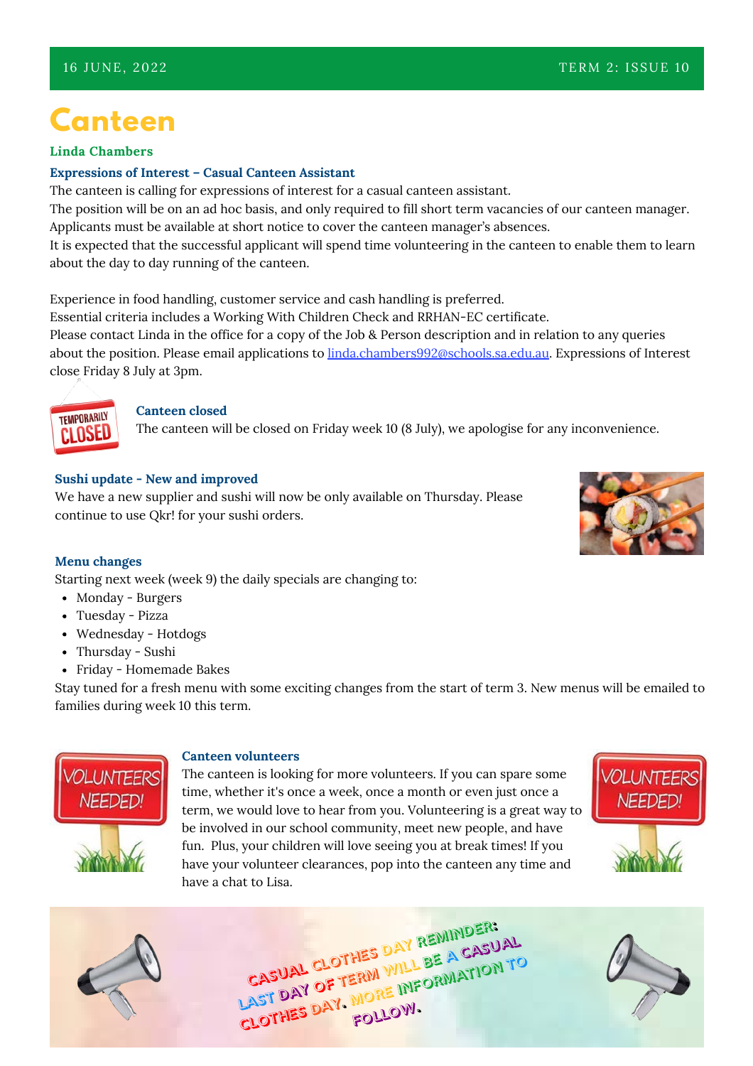# Canteen

**Linda Chambers**

### Expressions of Interest – Casual Canteen Assistant

The canteen is calling for expressions of interest for a casual canteen assistant.
The position will be on an ad hoc basis, and only required to fill short term vacancies of our canteen manager. Applicants must be available at short notice to cover the canteen manager's absences.
It is expected that the successful applicant will spend time volunteering in the canteen to enable them to learn about the day to day running of the canteen.

Experience in food handling, customer service and cash handling is preferred.
Essential criteria includes a Working With Children Check and RRHAN-EC certificate.
Please contact Linda in the office for a copy of the Job & Person description and in relation to any queries about the position. Please email applications to linda.chambers992@schools.sa.edu.au. Expressions of Interest close Friday 8 July at 3pm.

### Canteen closed

The canteen will be closed on Friday week 10 (8 July), we apologise for any inconvenience.

### Sushi update - New and improved

We have a new supplier and sushi will now be only available on Thursday. Please continue to use Qkr! for your sushi orders.

### Menu changes

Starting next week (week 9) the daily specials are changing to:

- Monday - Burgers
- Tuesday - Pizza
- Wednesday - Hotdogs
- Thursday - Sushi
- Friday - Homemade Bakes

Stay tuned for a fresh menu with some exciting changes from the start of term 3. New menus will be emailed to families during week 10 this term.

### Canteen volunteers

The canteen is looking for more volunteers. If you can spare some time, whether it's once a week, once a month or even just once a term, we would love to hear from you. Volunteering is a great way to be involved in our school community, meet new people, and have fun. Plus, your children will love seeing you at break times! If you have your volunteer clearances, pop into the canteen any time and have a chat to Lisa.

CASUAL CLOTHES DAY REMINDER: LAST DAY OF TERM WILL BE A CASUAL CLOTHES DAY. MORE INFORMATION TO FOLLOW.